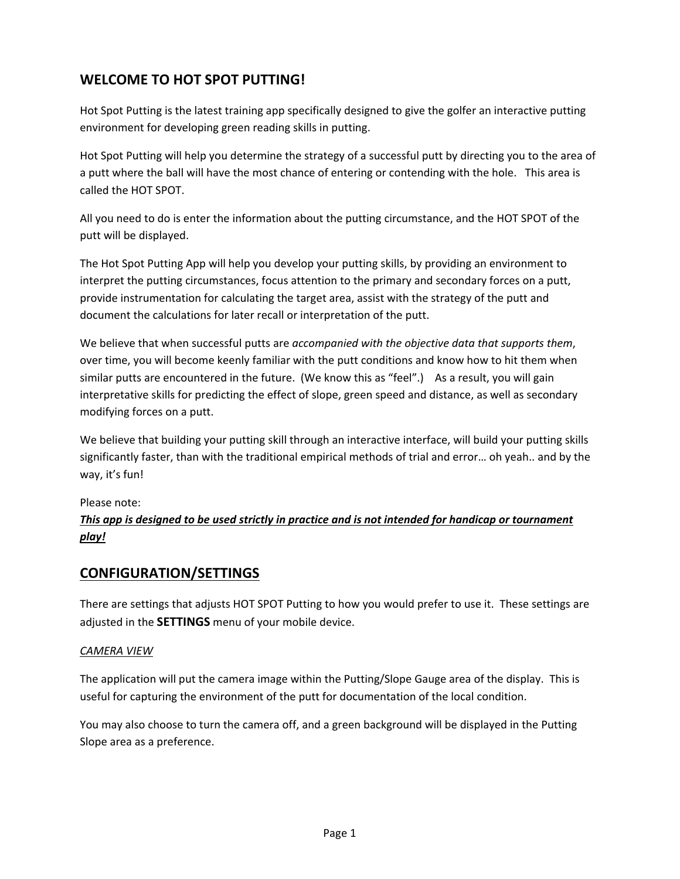## WELCOME TO HOT SPOT PUTTING!

Hot Spot Putting is the latest training app specifically designed to give the golfer an interactive putting environment for developing green reading skills in putting.

Hot Spot Putting will help you determine the strategy of a successful putt by directing you to the area of a putt where the ball will have the most chance of entering or contending with the hole. This area is called the HOT SPOT.

All you need to do is enter the information about the putting circumstance, and the HOT SPOT of the putt will be displayed.

The Hot Spot Putting App will help you develop your putting skills, by providing an environment to interpret the putting circumstances, focus attention to the primary and secondary forces on a putt, provide instrumentation for calculating the target area, assist with the strategy of the putt and document the calculations for later recall or interpretation of the putt.

We believe that when successful putts are *accompanied with the objective data that supports them*, over time, you will become keenly familiar with the putt conditions and know how to hit them when similar putts are encountered in the future. (We know this as "feel".) As a result, you will gain interpretative skills for predicting the effect of slope, green speed and distance, as well as secondary modifying forces on a putt.

We believe that building your putting skill through an interactive interface, will build your putting skills significantly faster, than with the traditional empirical methods of trial and error… oh yeah.. and by the way, it's fun!

Please note:
***This app is designed to be used strictly in practice and is not intended for handicap or tournament play!***

## CONFIGURATION/SETTINGS

There are settings that adjusts HOT SPOT Putting to how you would prefer to use it. These settings are adjusted in the **SETTINGS** menu of your mobile device.

*CAMERA VIEW*

The application will put the camera image within the Putting/Slope Gauge area of the display. This is useful for capturing the environment of the putt for documentation of the local condition.

You may also choose to turn the camera off, and a green background will be displayed in the Putting Slope area as a preference.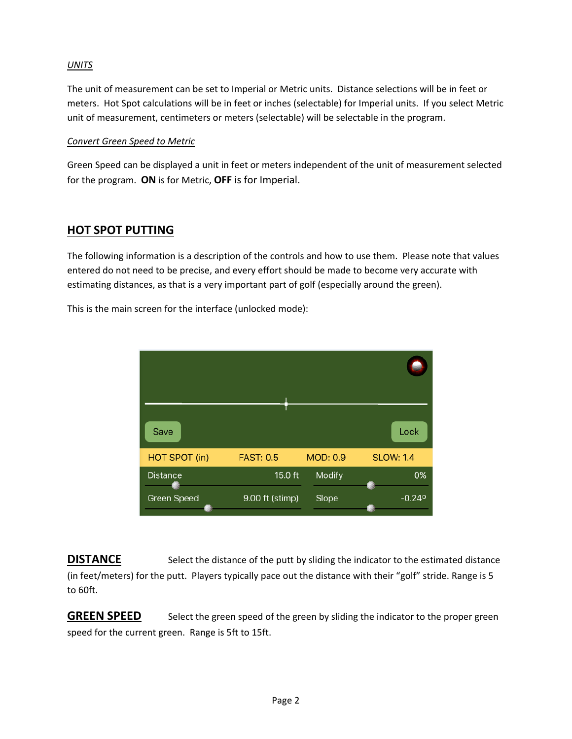*UNITS*

The unit of measurement can be set to Imperial or Metric units. Distance selections will be in feet or meters. Hot Spot calculations will be in feet or inches (selectable) for Imperial units. If you select Metric unit of measurement, centimeters or meters (selectable) will be selectable in the program.

*Convert Green Speed to Metric*

Green Speed can be displayed a unit in feet or meters independent of the unit of measurement selected for the program. **ON** is for Metric, **OFF** is for Imperial.

## HOT SPOT PUTTING

The following information is a description of the controls and how to use them. Please note that values entered do not need to be precise, and every effort should be made to become very accurate with estimating distances, as that is a very important part of golf (especially around the green).

This is the main screen for the interface (unlocked mode):

Save | Lock

HOT SPOT (in) | FAST: 0.5 | MOD: 0.9 | SLOW: 1.4

Distance 15.0 ft | Modify 0%

Green Speed 9.00 ft (stimp) | Slope -0.24º

**DISTANCE** Select the distance of the putt by sliding the indicator to the estimated distance (in feet/meters) for the putt. Players typically pace out the distance with their "golf" stride. Range is 5 to 60ft.

**GREEN SPEED** Select the green speed of the green by sliding the indicator to the proper green speed for the current green. Range is 5ft to 15ft.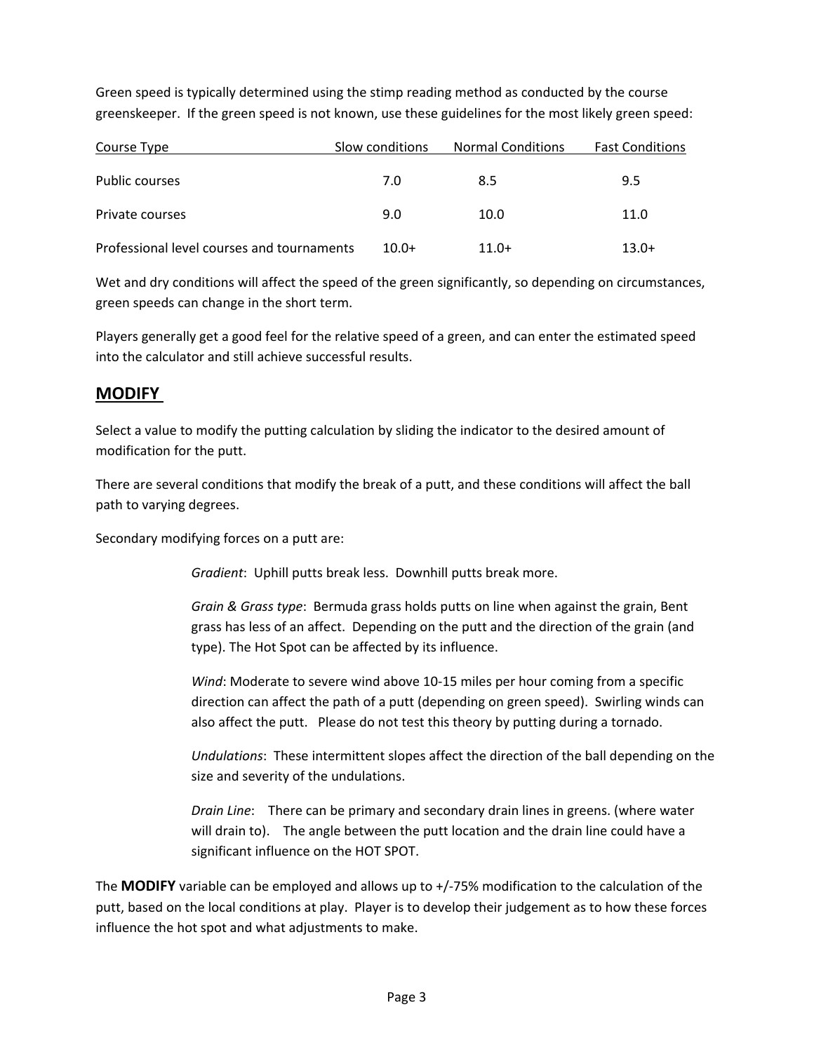Green speed is typically determined using the stimp reading method as conducted by the course greenskeeper. If the green speed is not known, use these guidelines for the most likely green speed:

| Course Type | Slow conditions | Normal Conditions | Fast Conditions |
|---|---|---|---|
| Public courses | 7.0 | 8.5 | 9.5 |
| Private courses | 9.0 | 10.0 | 11.0 |
| Professional level courses and tournaments | 10.0+ | 11.0+ | 13.0+ |

Wet and dry conditions will affect the speed of the green significantly, so depending on circumstances, green speeds can change in the short term.

Players generally get a good feel for the relative speed of a green, and can enter the estimated speed into the calculator and still achieve successful results.

## MODIFY

Select a value to modify the putting calculation by sliding the indicator to the desired amount of modification for the putt.

There are several conditions that modify the break of a putt, and these conditions will affect the ball path to varying degrees.

Secondary modifying forces on a putt are:

*Gradient*: Uphill putts break less. Downhill putts break more.

*Grain & Grass type*: Bermuda grass holds putts on line when against the grain, Bent grass has less of an affect. Depending on the putt and the direction of the grain (and type). The Hot Spot can be affected by its influence.

*Wind*: Moderate to severe wind above 10-15 miles per hour coming from a specific direction can affect the path of a putt (depending on green speed). Swirling winds can also affect the putt. Please do not test this theory by putting during a tornado.

*Undulations*: These intermittent slopes affect the direction of the ball depending on the size and severity of the undulations.

*Drain Line*: There can be primary and secondary drain lines in greens. (where water will drain to). The angle between the putt location and the drain line could have a significant influence on the HOT SPOT.

The **MODIFY** variable can be employed and allows up to +/-75% modification to the calculation of the putt, based on the local conditions at play. Player is to develop their judgement as to how these forces influence the hot spot and what adjustments to make.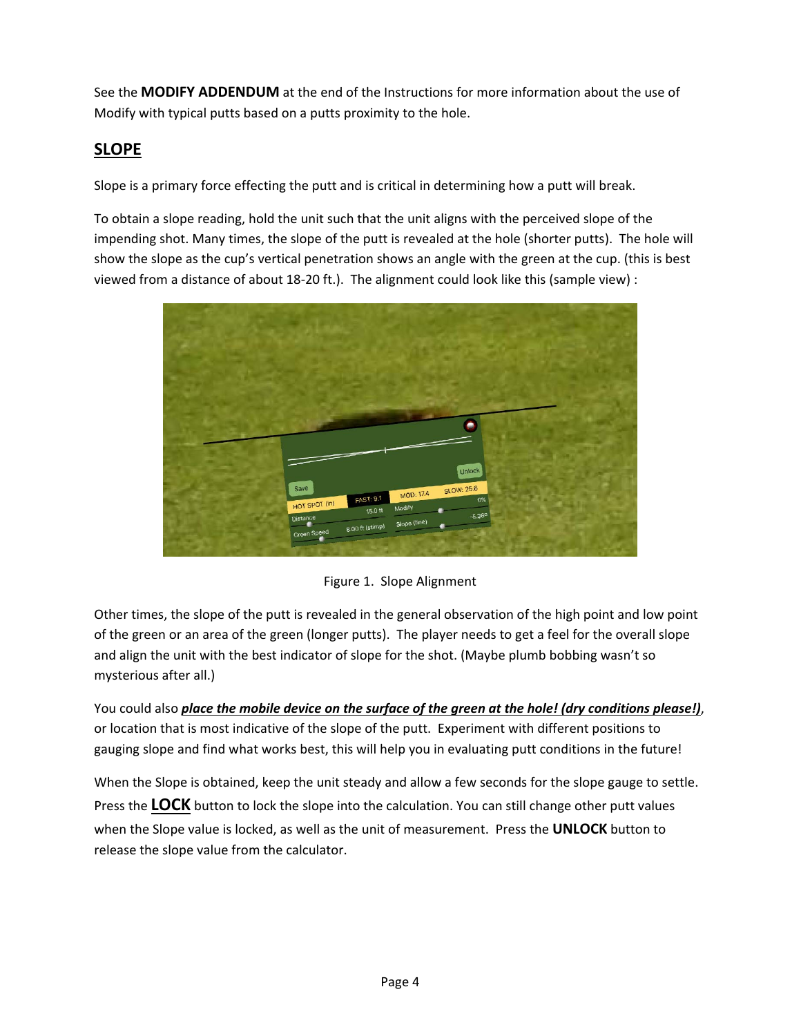See the **MODIFY ADDENDUM** at the end of the Instructions for more information about the use of Modify with typical putts based on a putts proximity to the hole.

## SLOPE

Slope is a primary force effecting the putt and is critical in determining how a putt will break.

To obtain a slope reading, hold the unit such that the unit aligns with the perceived slope of the impending shot. Many times, the slope of the putt is revealed at the hole (shorter putts). The hole will show the slope as the cup's vertical penetration shows an angle with the green at the cup. (this is best viewed from a distance of about 18-20 ft.). The alignment could look like this (sample view) :

Figure 1. Slope Alignment

Other times, the slope of the putt is revealed in the general observation of the high point and low point of the green or an area of the green (longer putts). The player needs to get a feel for the overall slope and align the unit with the best indicator of slope for the shot. (Maybe plumb bobbing wasn't so mysterious after all.)

You could also ***place the mobile device on the surface of the green at the hole! (dry conditions please!)***, or location that is most indicative of the slope of the putt. Experiment with different positions to gauging slope and find what works best, this will help you in evaluating putt conditions in the future!

When the Slope is obtained, keep the unit steady and allow a few seconds for the slope gauge to settle. Press the **LOCK** button to lock the slope into the calculation. You can still change other putt values when the Slope value is locked, as well as the unit of measurement. Press the **UNLOCK** button to release the slope value from the calculator.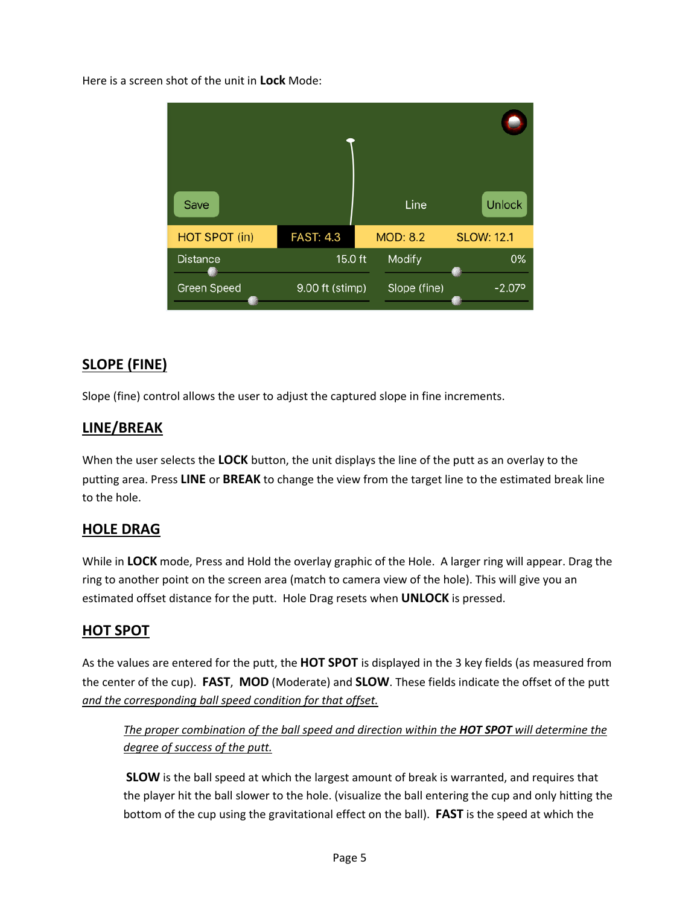Here is a screen shot of the unit in **Lock** Mode:

## SLOPE (FINE)

Slope (fine) control allows the user to adjust the captured slope in fine increments.

## LINE/BREAK

When the user selects the **LOCK** button, the unit displays the line of the putt as an overlay to the putting area. Press **LINE** or **BREAK** to change the view from the target line to the estimated break line to the hole.

## HOLE DRAG

While in **LOCK** mode, Press and Hold the overlay graphic of the Hole. A larger ring will appear. Drag the ring to another point on the screen area (match to camera view of the hole). This will give you an estimated offset distance for the putt. Hole Drag resets when **UNLOCK** is pressed.

## HOT SPOT

As the values are entered for the putt, the **HOT SPOT** is displayed in the 3 key fields (as measured from the center of the cup). **FAST**, **MOD** (Moderate) and **SLOW**. These fields indicate the offset of the putt *and the corresponding ball speed condition for that offset.*

> *The proper combination of the ball speed and direction within the **HOT SPOT** will determine the degree of success of the putt.*
>
> **SLOW** is the ball speed at which the largest amount of break is warranted, and requires that the player hit the ball slower to the hole. (visualize the ball entering the cup and only hitting the bottom of the cup using the gravitational effect on the ball). **FAST** is the speed at which the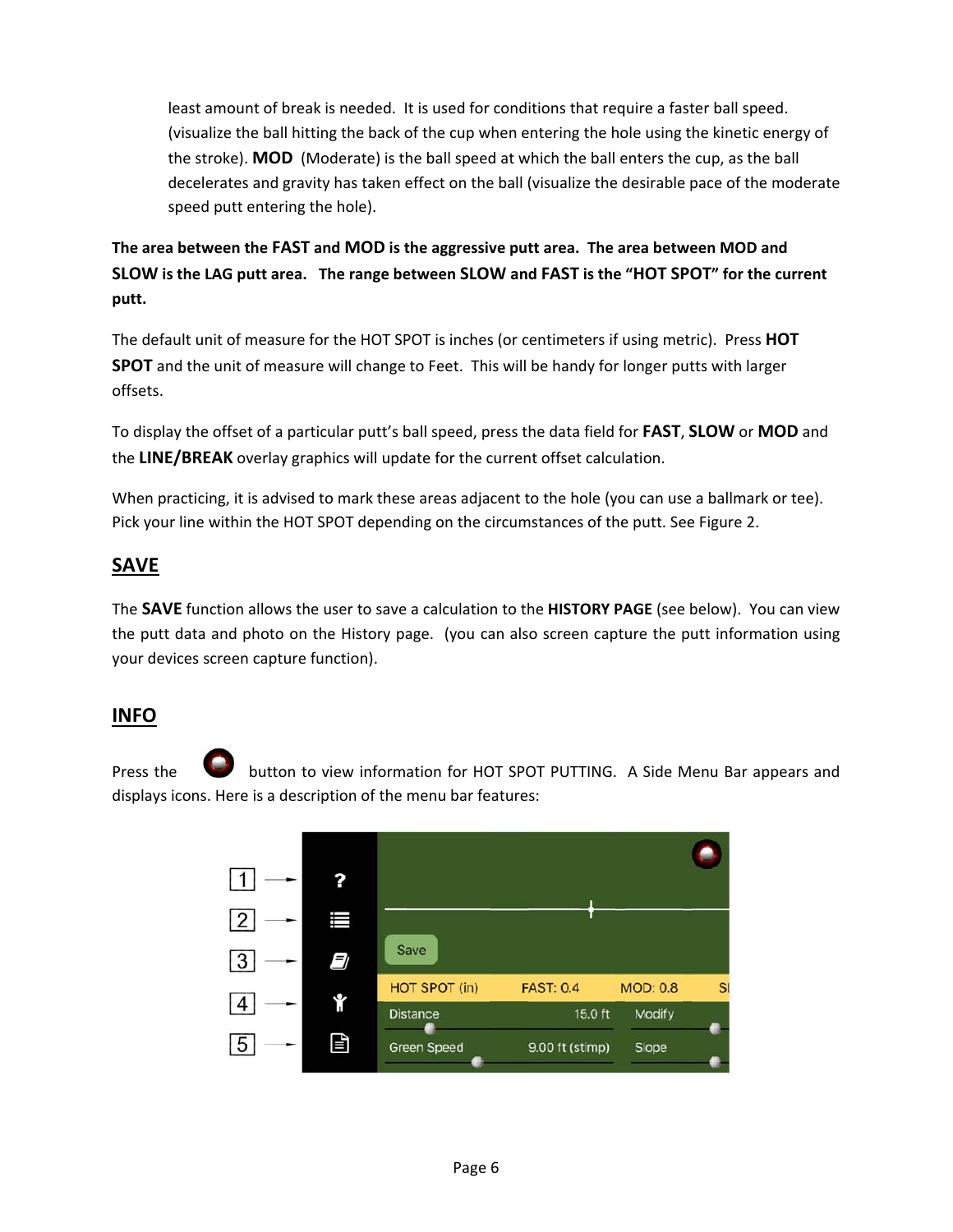least amount of break is needed. It is used for conditions that require a faster ball speed. (visualize the ball hitting the back of the cup when entering the hole using the kinetic energy of the stroke). **MOD** (Moderate) is the ball speed at which the ball enters the cup, as the ball decelerates and gravity has taken effect on the ball (visualize the desirable pace of the moderate speed putt entering the hole).

**The area between the FAST and MOD is the aggressive putt area. The area between MOD and SLOW is the LAG putt area. The range between SLOW and FAST is the "HOT SPOT" for the current putt.**

The default unit of measure for the HOT SPOT is inches (or centimeters if using metric). Press **HOT SPOT** and the unit of measure will change to Feet. This will be handy for longer putts with larger offsets.

To display the offset of a particular putt's ball speed, press the data field for **FAST**, **SLOW** or **MOD** and the **LINE/BREAK** overlay graphics will update for the current offset calculation.

When practicing, it is advised to mark these areas adjacent to the hole (you can use a ballmark or tee). Pick your line within the HOT SPOT depending on the circumstances of the putt. See Figure 2.

## SAVE

The **SAVE** function allows the user to save a calculation to the **HISTORY PAGE** (see below). You can view the putt data and photo on the History page. (you can also screen capture the putt information using your devices screen capture function).

## INFO

Press the button to view information for HOT SPOT PUTTING. A Side Menu Bar appears and displays icons. Here is a description of the menu bar features: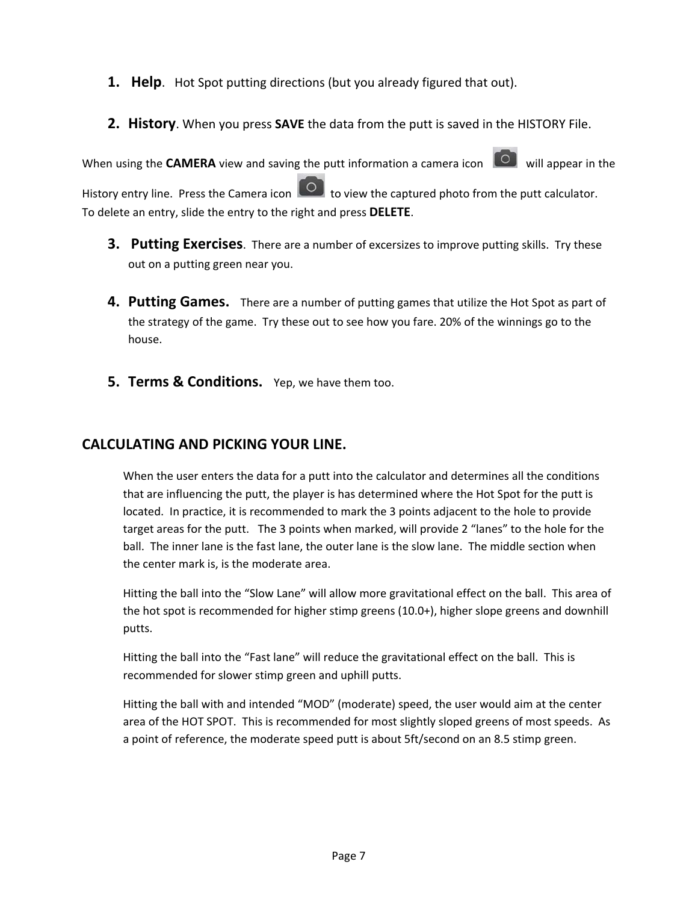1. **Help**. Hot Spot putting directions (but you already figured that out).

2. **History**. When you press **SAVE** the data from the putt is saved in the HISTORY File.

When using the **CAMERA** view and saving the putt information a camera icon will appear in the History entry line. Press the Camera icon to view the captured photo from the putt calculator. To delete an entry, slide the entry to the right and press **DELETE**.

3. **Putting Exercises**. There are a number of excersizes to improve putting skills. Try these out on a putting green near you.

4. **Putting Games.** There are a number of putting games that utilize the Hot Spot as part of the strategy of the game. Try these out to see how you fare. 20% of the winnings go to the house.

5. **Terms & Conditions.** Yep, we have them too.

## CALCULATING AND PICKING YOUR LINE.

When the user enters the data for a putt into the calculator and determines all the conditions that are influencing the putt, the player is has determined where the Hot Spot for the putt is located. In practice, it is recommended to mark the 3 points adjacent to the hole to provide target areas for the putt. The 3 points when marked, will provide 2 "lanes" to the hole for the ball. The inner lane is the fast lane, the outer lane is the slow lane. The middle section when the center mark is, is the moderate area.

Hitting the ball into the "Slow Lane" will allow more gravitational effect on the ball. This area of the hot spot is recommended for higher stimp greens (10.0+), higher slope greens and downhill putts.

Hitting the ball into the "Fast lane" will reduce the gravitational effect on the ball. This is recommended for slower stimp green and uphill putts.

Hitting the ball with and intended "MOD" (moderate) speed, the user would aim at the center area of the HOT SPOT. This is recommended for most slightly sloped greens of most speeds. As a point of reference, the moderate speed putt is about 5ft/second on an 8.5 stimp green.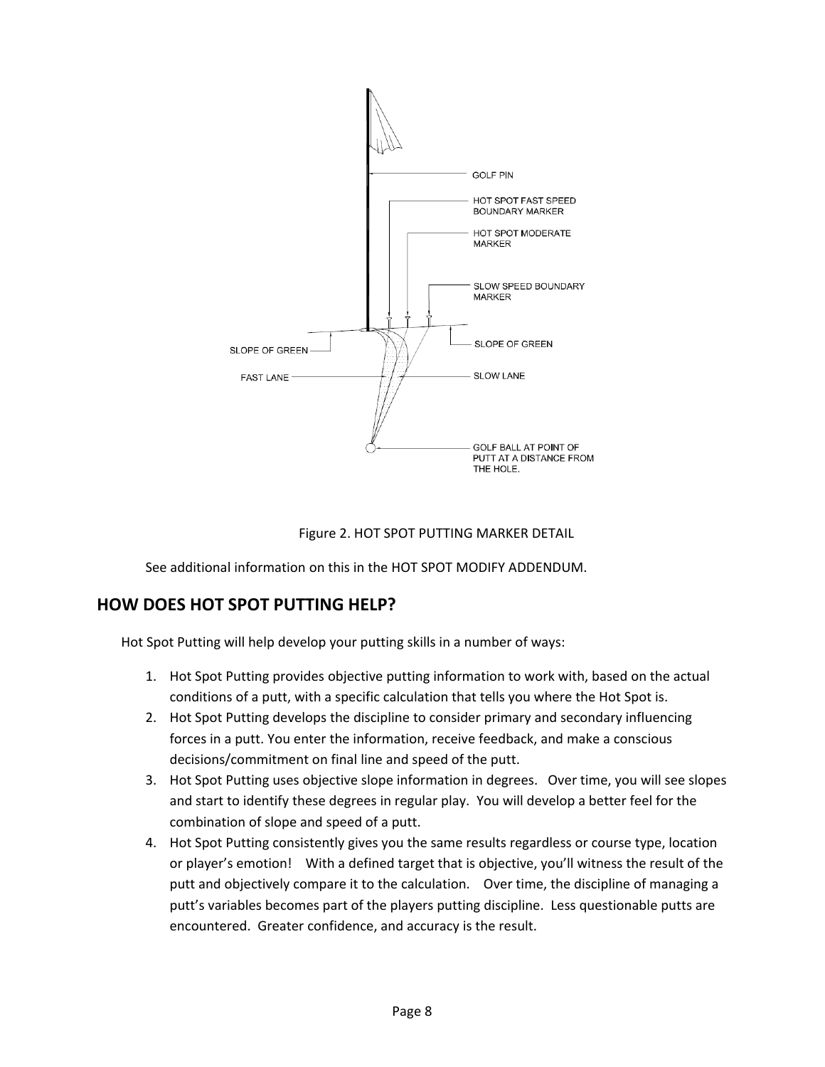GOLF PIN

HOT SPOT FAST SPEED BOUNDARY MARKER

HOT SPOT MODERATE MARKER

SLOW SPEED BOUNDARY MARKER

SLOPE OF GREEN

SLOPE OF GREEN

FAST LANE

SLOW LANE

GOLF BALL AT POINT OF PUTT AT A DISTANCE FROM THE HOLE.

Figure 2. HOT SPOT PUTTING MARKER DETAIL

See additional information on this in the HOT SPOT MODIFY ADDENDUM.

## HOW DOES HOT SPOT PUTTING HELP?

Hot Spot Putting will help develop your putting skills in a number of ways:

1. Hot Spot Putting provides objective putting information to work with, based on the actual conditions of a putt, with a specific calculation that tells you where the Hot Spot is.
2. Hot Spot Putting develops the discipline to consider primary and secondary influencing forces in a putt. You enter the information, receive feedback, and make a conscious decisions/commitment on final line and speed of the putt.
3. Hot Spot Putting uses objective slope information in degrees. Over time, you will see slopes and start to identify these degrees in regular play. You will develop a better feel for the combination of slope and speed of a putt.
4. Hot Spot Putting consistently gives you the same results regardless or course type, location or player's emotion! With a defined target that is objective, you'll witness the result of the putt and objectively compare it to the calculation. Over time, the discipline of managing a putt's variables becomes part of the players putting discipline. Less questionable putts are encountered. Greater confidence, and accuracy is the result.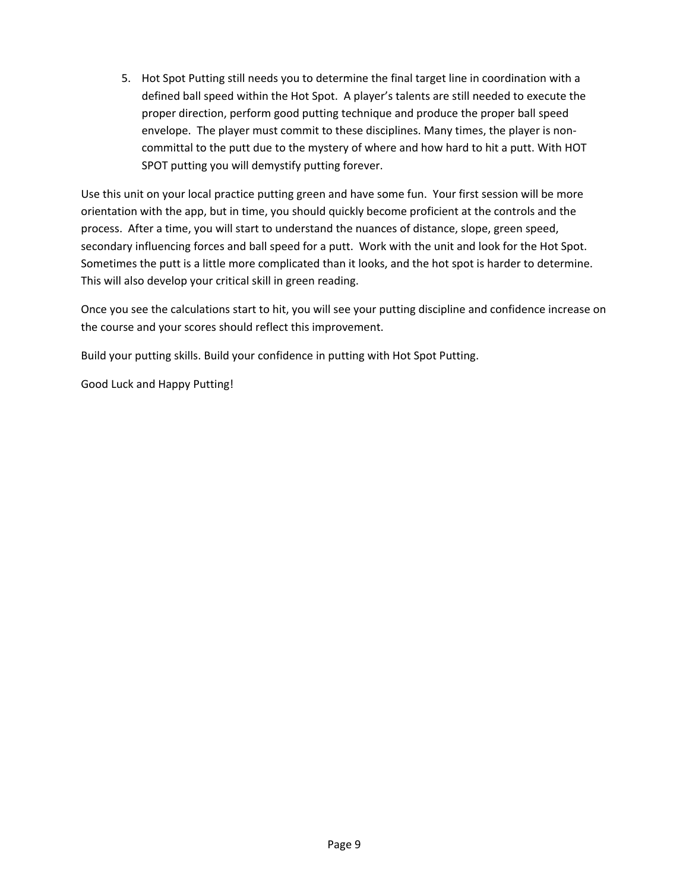5. Hot Spot Putting still needs you to determine the final target line in coordination with a defined ball speed within the Hot Spot.  A player's talents are still needed to execute the proper direction, perform good putting technique and produce the proper ball speed envelope.  The player must commit to these disciplines. Many times, the player is non-committal to the putt due to the mystery of where and how hard to hit a putt. With HOT SPOT putting you will demystify putting forever.

Use this unit on your local practice putting green and have some fun.  Your first session will be more orientation with the app, but in time, you should quickly become proficient at the controls and the process.  After a time, you will start to understand the nuances of distance, slope, green speed, secondary influencing forces and ball speed for a putt.  Work with the unit and look for the Hot Spot.  Sometimes the putt is a little more complicated than it looks, and the hot spot is harder to determine.  This will also develop your critical skill in green reading.

Once you see the calculations start to hit, you will see your putting discipline and confidence increase on the course and your scores should reflect this improvement.

Build your putting skills. Build your confidence in putting with Hot Spot Putting.

Good Luck and Happy Putting!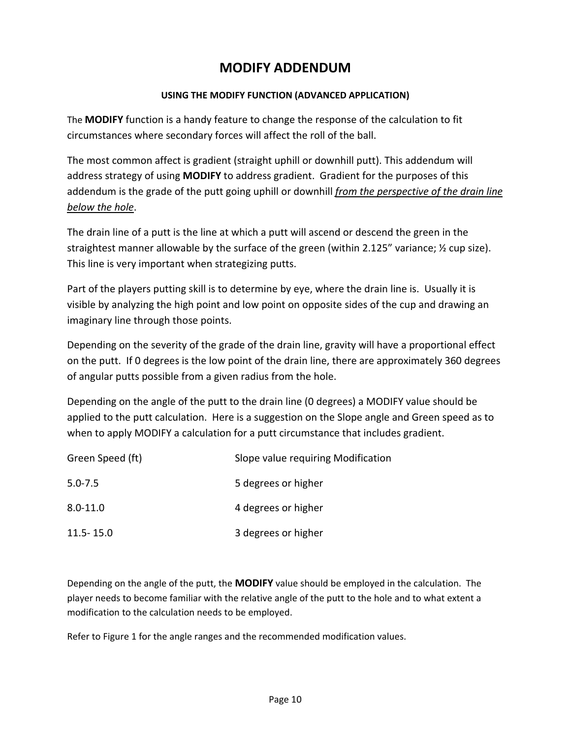# MODIFY ADDENDUM

### USING THE MODIFY FUNCTION (ADVANCED APPLICATION)

The **MODIFY** function is a handy feature to change the response of the calculation to fit circumstances where secondary forces will affect the roll of the ball.

The most common affect is gradient (straight uphill or downhill putt). This addendum will address strategy of using **MODIFY** to address gradient. Gradient for the purposes of this addendum is the grade of the putt going uphill or downhill <u>*from the perspective of the drain line below the hole*</u>.

The drain line of a putt is the line at which a putt will ascend or descend the green in the straightest manner allowable by the surface of the green (within 2.125" variance; ½ cup size). This line is very important when strategizing putts.

Part of the players putting skill is to determine by eye, where the drain line is. Usually it is visible by analyzing the high point and low point on opposite sides of the cup and drawing an imaginary line through those points.

Depending on the severity of the grade of the drain line, gravity will have a proportional effect on the putt. If 0 degrees is the low point of the drain line, there are approximately 360 degrees of angular putts possible from a given radius from the hole.

Depending on the angle of the putt to the drain line (0 degrees) a MODIFY value should be applied to the putt calculation. Here is a suggestion on the Slope angle and Green speed as to when to apply MODIFY a calculation for a putt circumstance that includes gradient.

| Green Speed (ft) | Slope value requiring Modification |
|---|---|
| 5.0-7.5 | 5 degrees or higher |
| 8.0-11.0 | 4 degrees or higher |
| 11.5- 15.0 | 3 degrees or higher |

Depending on the angle of the putt, the **MODIFY** value should be employed in the calculation. The player needs to become familiar with the relative angle of the putt to the hole and to what extent a modification to the calculation needs to be employed.

Refer to Figure 1 for the angle ranges and the recommended modification values.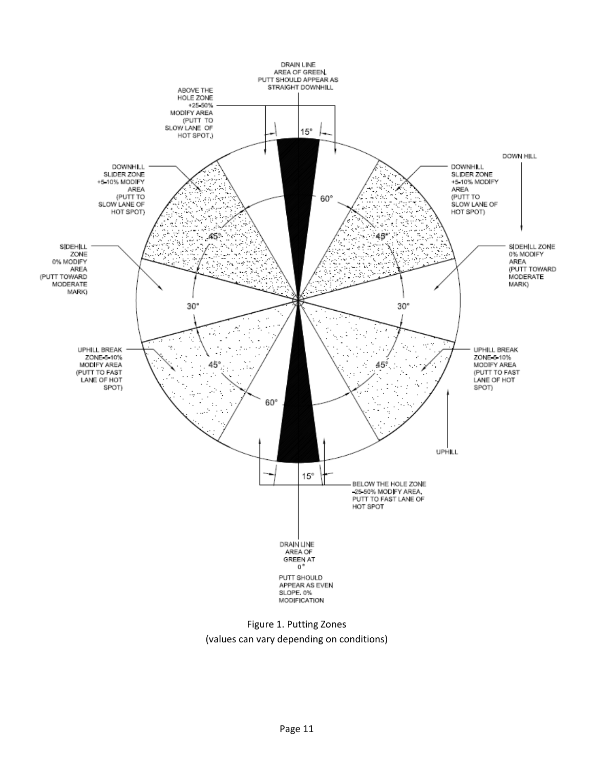DRAIN LINE AREA OF GREEN, PUTT SHOULD APPEAR AS STRAIGHT DOWNHILL

ABOVE THE HOLE ZONE +25-50% MODIFY AREA (PUTT TO SLOW LANE OF HOT SPOT,)

15°

DOWN HILL

DOWNHILL SLIDER ZONE +5-10% MODIFY AREA (PUTT TO SLOW LANE OF HOT SPOT)

DOWNHILL SLIDER ZONE +5-10% MODIFY AREA (PUTT TO SLOW LANE OF HOT SPOT)

60°

45°

45°

SIDEHILL ZONE 0% MODIFY AREA (PUTT TOWARD MODERATE MARK)

SIDEHILL ZONE 0% MODIFY AREA (PUTT TOWARD MODERATE MARK)

30°

30°

UPHILL BREAK ZONE-5-10% MODIFY AREA (PUTT TO FAST LANE OF HOT SPOT)

UPHILL BREAK ZONE-5-10% MODIFY AREA (PUTT TO FAST LANE OF HOT SPOT)

45°

45°

60°

UPHILL

15°

BELOW THE HOLE ZONE -25-50% MODIFY AREA, PUTT TO FAST LANE OF HOT SPOT

DRAIN LINE AREA OF GREEN AT 0°

PUTT SHOULD APPEAR AS EVEN SLOPE, 0% MODIFICATION

Figure 1. Putting Zones
(values can vary depending on conditions)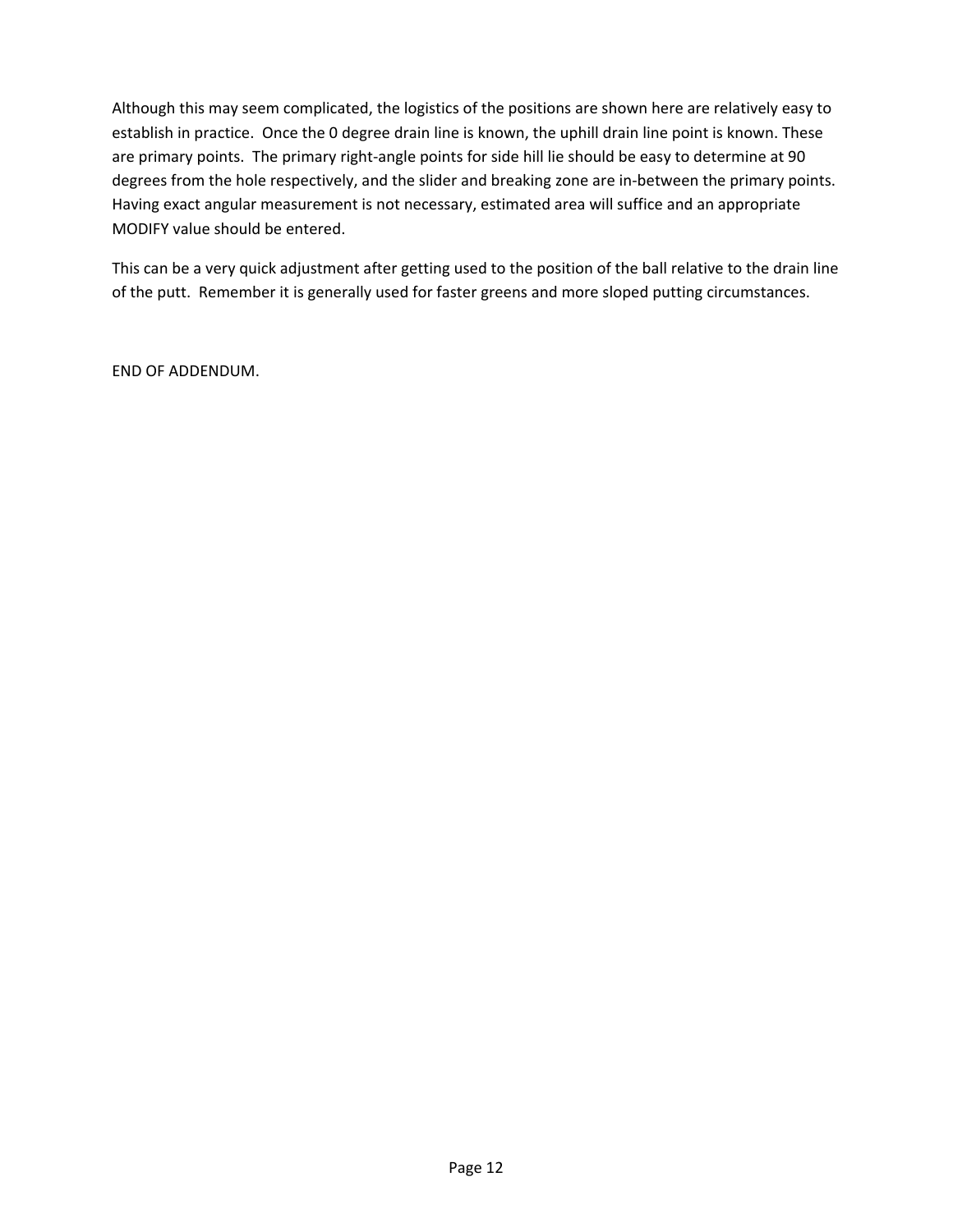Although this may seem complicated, the logistics of the positions are shown here are relatively easy to establish in practice. Once the 0 degree drain line is known, the uphill drain line point is known. These are primary points. The primary right-angle points for side hill lie should be easy to determine at 90 degrees from the hole respectively, and the slider and breaking zone are in-between the primary points. Having exact angular measurement is not necessary, estimated area will suffice and an appropriate MODIFY value should be entered.

This can be a very quick adjustment after getting used to the position of the ball relative to the drain line of the putt. Remember it is generally used for faster greens and more sloped putting circumstances.

END OF ADDENDUM.